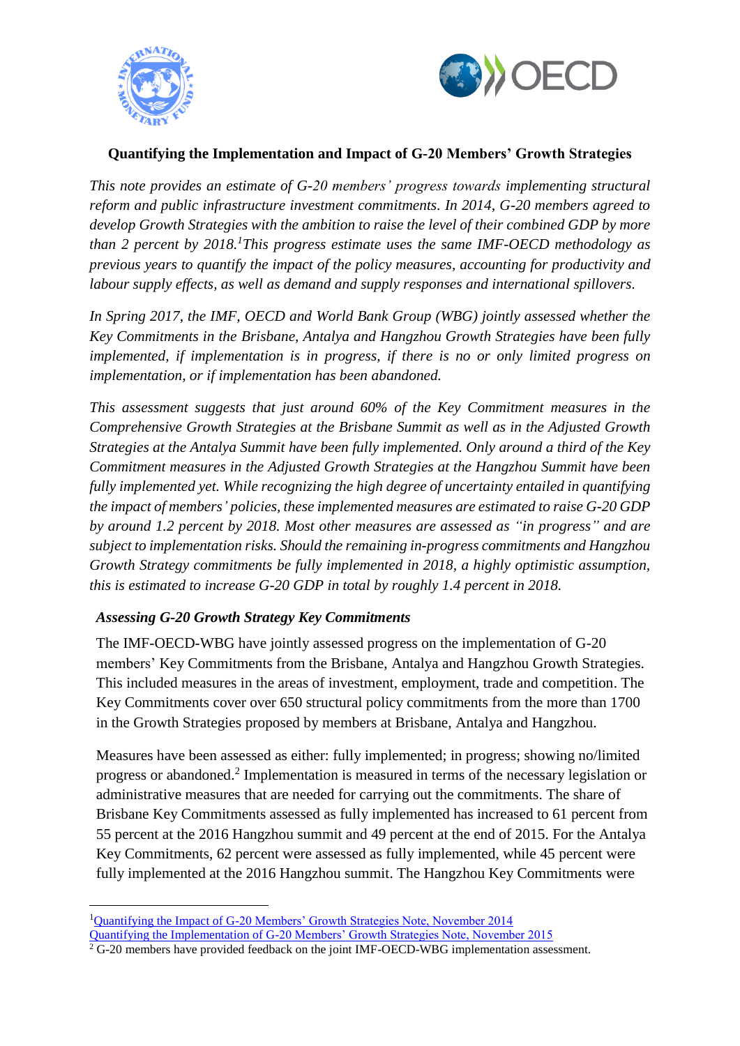**Quantifying the Implementation and Impact of G-20 Members' Growth Strategies**

*This note provides an estimate of G-20 members' progress towards implementing structural reform and public infrastructure investment commitments. In 2014, G-20 members agreed to develop Growth Strategies with the ambition to raise the level of their combined GDP by more than 2 percent by 2018.[1] This progress estimate uses the same IMF-OECD methodology as previous years to quantify the impact of the policy measures, accounting for productivity and labour supply effects, as well as demand and supply responses and international spillovers.*

*In Spring 2017, the IMF, OECD and World Bank Group (WBG) jointly assessed whether the Key Commitments in the Brisbane, Antalya and Hangzhou Growth Strategies have been fully implemented, if implementation is in progress, if there is no or only limited progress on implementation, or if implementation has been abandoned.*

*This assessment suggests that just around 60% of the Key Commitment measures in the Comprehensive Growth Strategies at the Brisbane Summit as well as in the Adjusted Growth Strategies at the Antalya Summit have been fully implemented. Only around a third of the Key Commitment measures in the Adjusted Growth Strategies at the Hangzhou Summit have been fully implemented yet. While recognizing the high degree of uncertainty entailed in quantifying the impact of members' policies, these implemented measures are estimated to raise G-20 GDP by around 1.2 percent by 2018. Most other measures are assessed as "in progress" and are subject to implementation risks. Should the remaining in-progress commitments and Hangzhou Growth Strategy commitments be fully implemented in 2018, a highly optimistic assumption, this is estimated to increase G-20 GDP in total by roughly 1.4 percent in 2018.*

### *Assessing G-20 Growth Strategy Key Commitments*

The IMF-OECD-WBG have jointly assessed progress on the implementation of G-20 members' Key Commitments from the Brisbane, Antalya and Hangzhou Growth Strategies. This included measures in the areas of investment, employment, trade and competition. The Key Commitments cover over 650 structural policy commitments from the more than 1700 in the Growth Strategies proposed by members at Brisbane, Antalya and Hangzhou.

Measures have been assessed as either: fully implemented; in progress; showing no/limited progress or abandoned.[2] Implementation is measured in terms of the necessary legislation or administrative measures that are needed for carrying out the commitments. The share of Brisbane Key Commitments assessed as fully implemented has increased to 61 percent from 55 percent at the 2016 Hangzhou summit and 49 percent at the end of 2015. For the Antalya Key Commitments, 62 percent were assessed as fully implemented, while 45 percent were fully implemented at the 2016 Hangzhou summit. The Hangzhou Key Commitments were

---

[1] Quantifying the Impact of G-20 Members' Growth Strategies Note, November 2014
Quantifying the Implementation of G-20 Members' Growth Strategies Note, November 2015

[2] G-20 members have provided feedback on the joint IMF-OECD-WBG implementation assessment.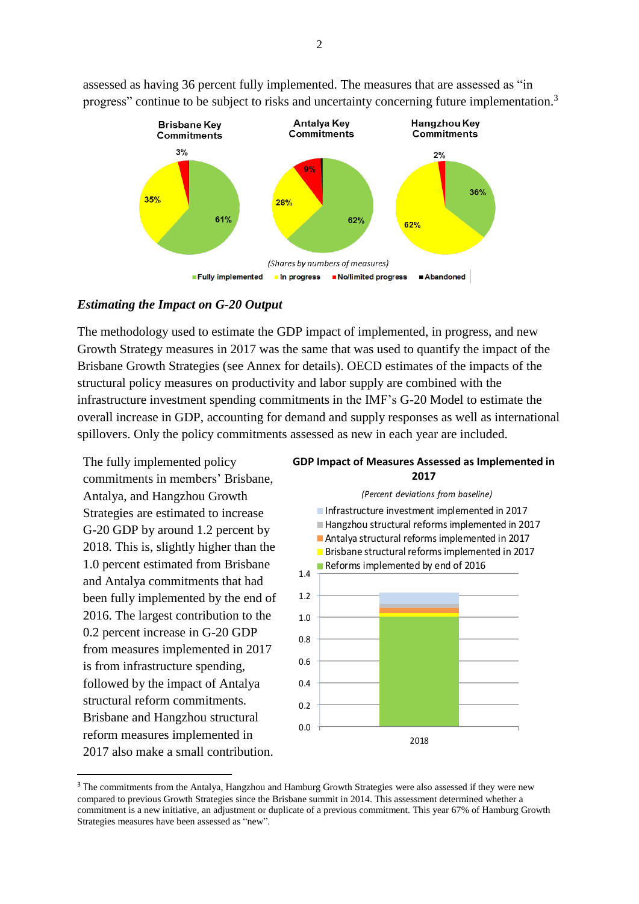assessed as having 36 percent fully implemented. The measures that are assessed as "in progress" continue to be subject to risks and uncertainty concerning future implementation.[3]

**Brisbane Key Commitments** | **Antalya Key Commitments** | **Hangzhou Key Commitments**

| | Brisbane Key Commitments | Antalya Key Commitments | Hangzhou Key Commitments |
|---|---|---|---|
| Fully implemented | 61% | 62% | 36% |
| In progress | 35% | 28% | 62% |
| No/limited progress | 3% | 9% | 2% |

*(Shares by numbers of measures)*

Fully implemented · In progress · No/limited progress · Abandoned

### *Estimating the Impact on G-20 Output*

The methodology used to estimate the GDP impact of implemented, in progress, and new Growth Strategy measures in 2017 was the same that was used to quantify the impact of the Brisbane Growth Strategies (see Annex for details). OECD estimates of the impacts of the structural policy measures on productivity and labor supply are combined with the infrastructure investment spending commitments in the IMF's G-20 Model to estimate the overall increase in GDP, accounting for demand and supply responses as well as international spillovers. Only the policy commitments assessed as new in each year are included.

The fully implemented policy commitments in members' Brisbane, Antalya, and Hangzhou Growth Strategies are estimated to increase G-20 GDP by around 1.2 percent by 2018. This is, slightly higher than the 1.0 percent estimated from Brisbane and Antalya commitments that had been fully implemented by the end of 2016. The largest contribution to the 0.2 percent increase in G-20 GDP from measures implemented in 2017 is from infrastructure spending, followed by the impact of Antalya structural reform commitments. Brisbane and Hangzhou structural reform measures implemented in 2017 also make a small contribution.

**GDP Impact of Measures Assessed as Implemented in 2017**

*(Percent deviations from baseline)*

Legend: Infrastructure investment implemented in 2017; Hangzhou structural reforms implemented in 2017; Antalya structural reforms implemented in 2017; Brisbane structural reforms implemented in 2017; Reforms implemented by end of 2016

Y-axis: 0.0–1.4; X-axis: 2018

---

[3] The commitments from the Antalya, Hangzhou and Hamburg Growth Strategies were also assessed if they were new compared to previous Growth Strategies since the Brisbane summit in 2014. This assessment determined whether a commitment is a new initiative, an adjustment or duplicate of a previous commitment. This year 67% of Hamburg Growth Strategies measures have been assessed as "new".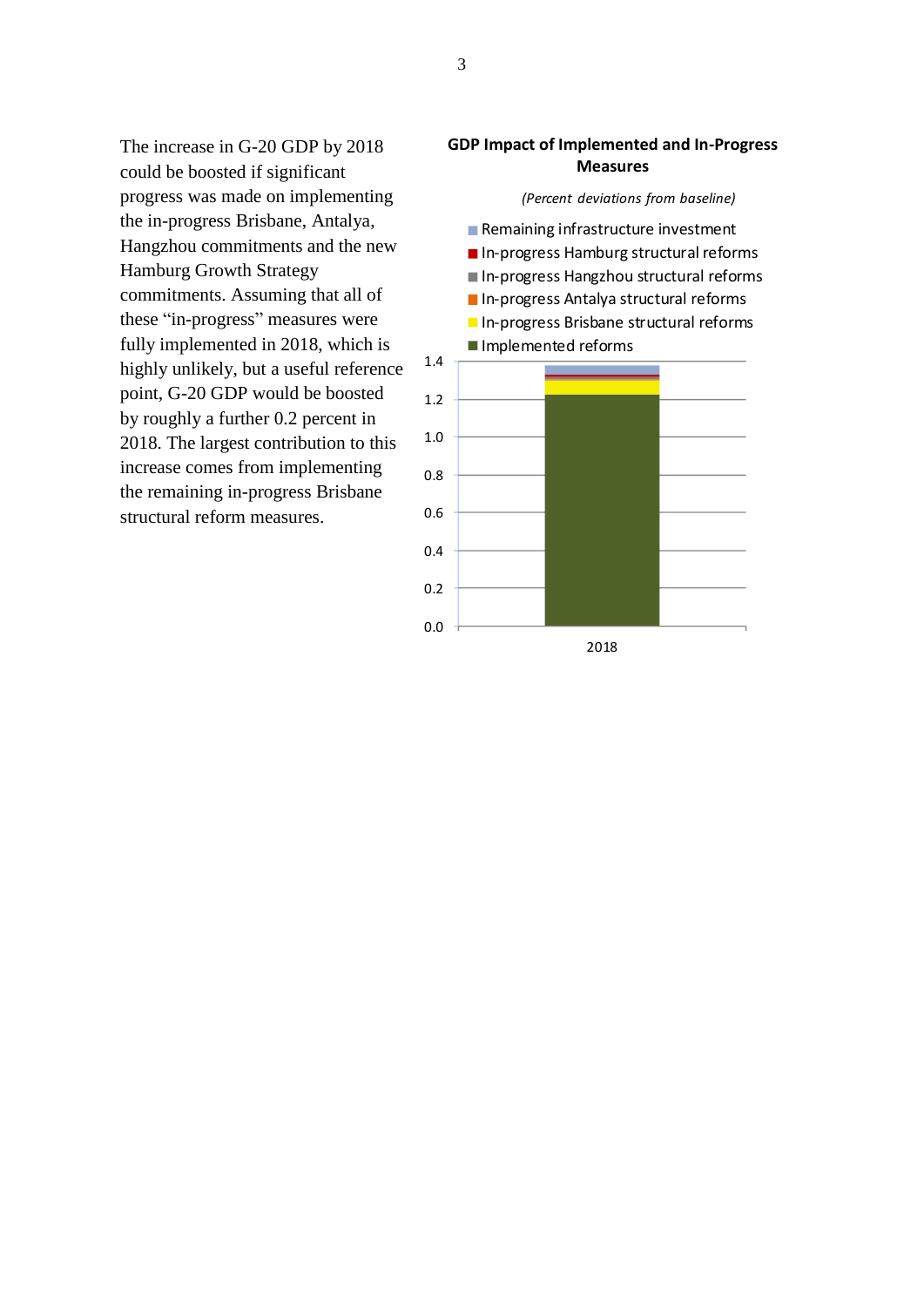The increase in G-20 GDP by 2018 could be boosted if significant progress was made on implementing the in-progress Brisbane, Antalya, Hangzhou commitments and the new Hamburg Growth Strategy commitments. Assuming that all of these "in-progress" measures were fully implemented in 2018, which is highly unlikely, but a useful reference point, G-20 GDP would be boosted by roughly a further 0.2 percent in 2018. The largest contribution to this increase comes from implementing the remaining in-progress Brisbane structural reform measures.

**GDP Impact of Implemented and In-Progress Measures**

*(Percent deviations from baseline)*

- Remaining infrastructure investment
- In-progress Hamburg structural reforms
- In-progress Hangzhou structural reforms
- In-progress Antalya structural reforms
- In-progress Brisbane structural reforms
- Implemented reforms

Y-axis: 0.0, 0.2, 0.4, 0.6, 0.8, 1.0, 1.2, 1.4

X-axis: 2018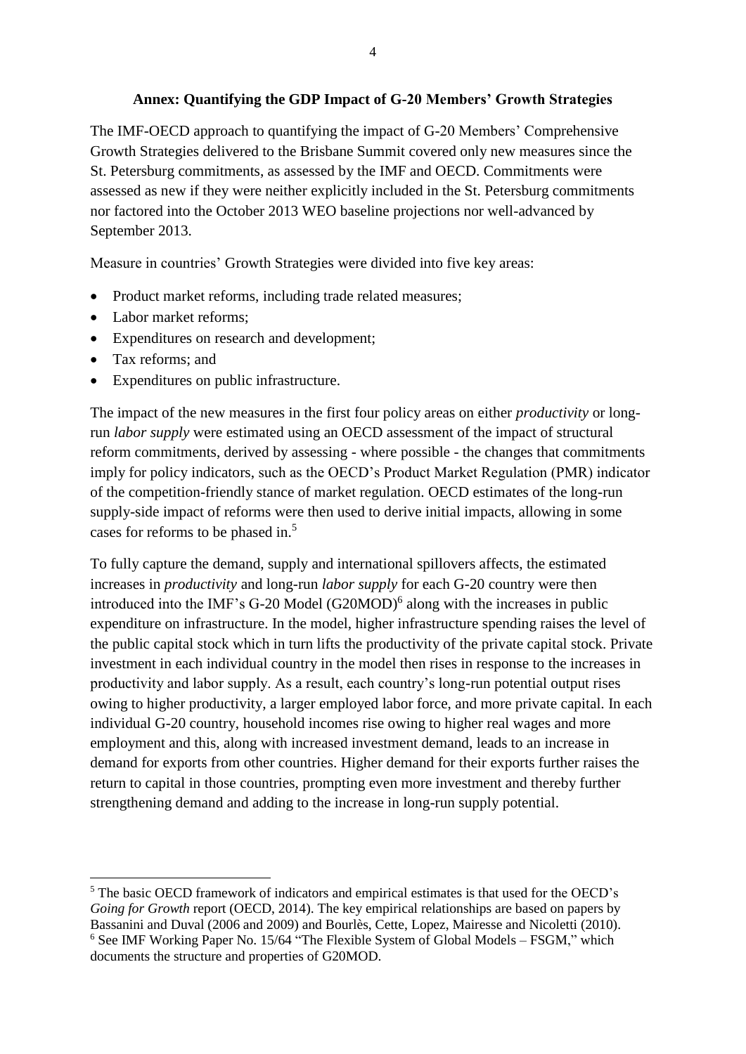## Annex: Quantifying the GDP Impact of G-20 Members' Growth Strategies

The IMF-OECD approach to quantifying the impact of G-20 Members' Comprehensive Growth Strategies delivered to the Brisbane Summit covered only new measures since the St. Petersburg commitments, as assessed by the IMF and OECD. Commitments were assessed as new if they were neither explicitly included in the St. Petersburg commitments nor factored into the October 2013 WEO baseline projections nor well-advanced by September 2013.

Measure in countries' Growth Strategies were divided into five key areas:

- Product market reforms, including trade related measures;
- Labor market reforms;
- Expenditures on research and development;
- Tax reforms; and
- Expenditures on public infrastructure.

The impact of the new measures in the first four policy areas on either *productivity* or long-run *labor supply* were estimated using an OECD assessment of the impact of structural reform commitments, derived by assessing - where possible - the changes that commitments imply for policy indicators, such as the OECD's Product Market Regulation (PMR) indicator of the competition-friendly stance of market regulation. OECD estimates of the long-run supply-side impact of reforms were then used to derive initial impacts, allowing in some cases for reforms to be phased in.[5]

To fully capture the demand, supply and international spillovers affects, the estimated increases in *productivity* and long-run *labor supply* for each G-20 country were then introduced into the IMF's G-20 Model (G20MOD)[6] along with the increases in public expenditure on infrastructure. In the model, higher infrastructure spending raises the level of the public capital stock which in turn lifts the productivity of the private capital stock. Private investment in each individual country in the model then rises in response to the increases in productivity and labor supply. As a result, each country's long-run potential output rises owing to higher productivity, a larger employed labor force, and more private capital. In each individual G-20 country, household incomes rise owing to higher real wages and more employment and this, along with increased investment demand, leads to an increase in demand for exports from other countries. Higher demand for their exports further raises the return to capital in those countries, prompting even more investment and thereby further strengthening demand and adding to the increase in long-run supply potential.

[5] The basic OECD framework of indicators and empirical estimates is that used for the OECD's *Going for Growth* report (OECD, 2014). The key empirical relationships are based on papers by Bassanini and Duval (2006 and 2009) and Bourlès, Cette, Lopez, Mairesse and Nicoletti (2010).

[6] See IMF Working Paper No. 15/64 "The Flexible System of Global Models – FSGM," which documents the structure and properties of G20MOD.